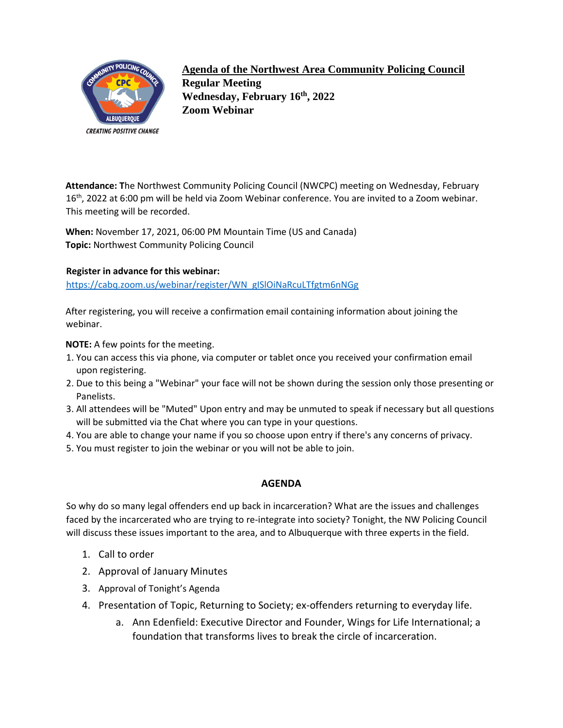# Agenda of the Northwest Area Community Policing Council

**Regular Meeting**
**Wednesday, February 16th, 2022**
**Zoom Webinar**

**Attendance:** The Northwest Community Policing Council (NWCPC) meeting on Wednesday, February 16th, 2022 at 6:00 pm will be held via Zoom Webinar conference. You are invited to a Zoom webinar. This meeting will be recorded.

**When:** November 17, 2021, 06:00 PM Mountain Time (US and Canada)
**Topic:** Northwest Community Policing Council

**Register in advance for this webinar:**
https://cabq.zoom.us/webinar/register/WN_gISlOiNaRcuLTfgtm6nNGg

After registering, you will receive a confirmation email containing information about joining the webinar.

**NOTE:** A few points for the meeting.

1. You can access this via phone, via computer or tablet once you received your confirmation email upon registering.
2. Due to this being a "Webinar" your face will not be shown during the session only those presenting or Panelists.
3. All attendees will be "Muted" Upon entry and may be unmuted to speak if necessary but all questions will be submitted via the Chat where you can type in your questions.
4. You are able to change your name if you so choose upon entry if there's any concerns of privacy.
5. You must register to join the webinar or you will not be able to join.

## AGENDA

So why do so many legal offenders end up back in incarceration? What are the issues and challenges faced by the incarcerated who are trying to re-integrate into society? Tonight, the NW Policing Council will discuss these issues important to the area, and to Albuquerque with three experts in the field.

1. Call to order
2. Approval of January Minutes
3. Approval of Tonight's Agenda
4. Presentation of Topic, Returning to Society; ex-offenders returning to everyday life.
    a. Ann Edenfield: Executive Director and Founder, Wings for Life International; a foundation that transforms lives to break the circle of incarceration.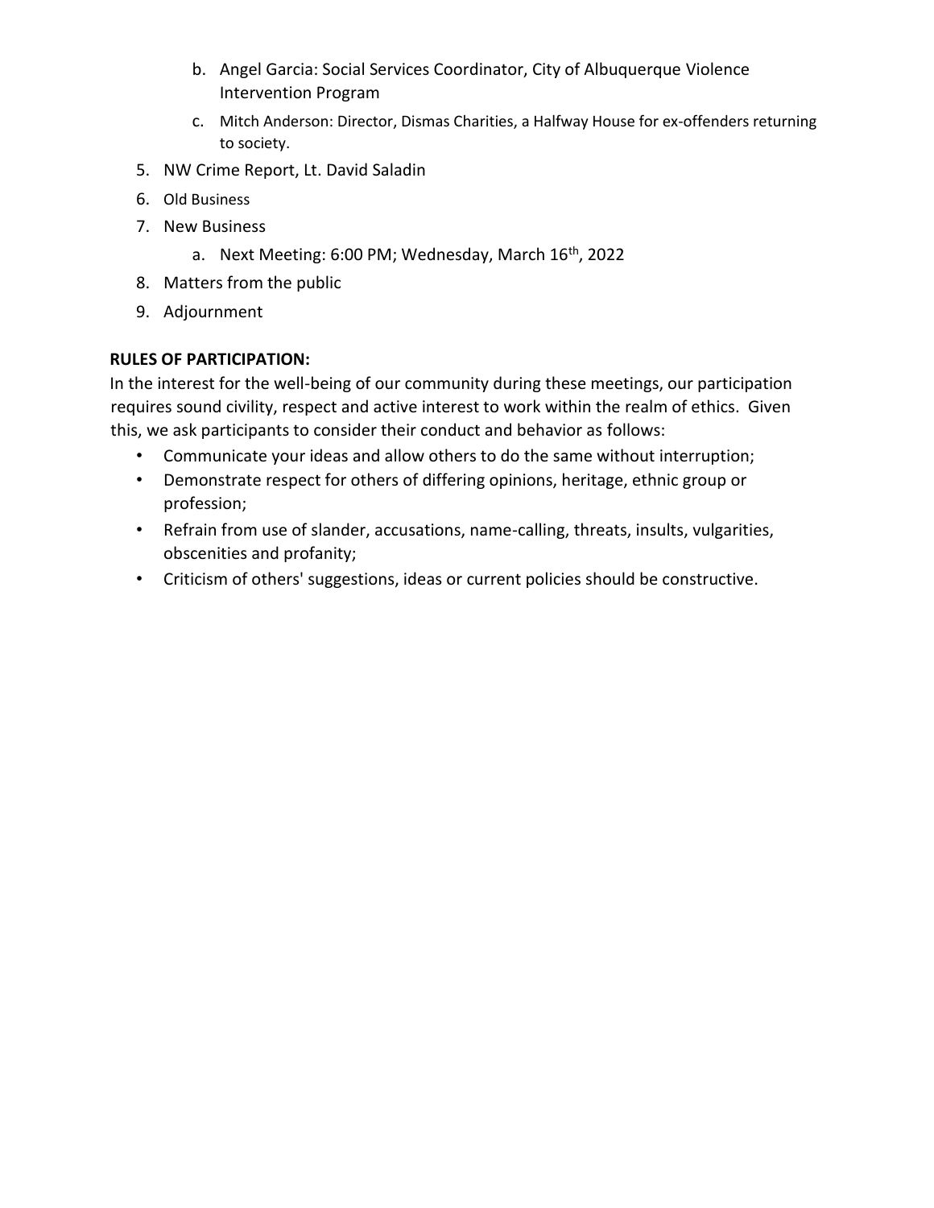b. Angel Garcia: Social Services Coordinator, City of Albuquerque Violence Intervention Program
   c. Mitch Anderson: Director, Dismas Charities, a Halfway House for ex-offenders returning to society.
5. NW Crime Report, Lt. David Saladin
6. Old Business
7. New Business
   a. Next Meeting: 6:00 PM; Wednesday, March 16th, 2022
8. Matters from the public
9. Adjournment

**RULES OF PARTICIPATION:**

In the interest for the well-being of our community during these meetings, our participation requires sound civility, respect and active interest to work within the realm of ethics. Given this, we ask participants to consider their conduct and behavior as follows:

- Communicate your ideas and allow others to do the same without interruption;
- Demonstrate respect for others of differing opinions, heritage, ethnic group or profession;
- Refrain from use of slander, accusations, name-calling, threats, insults, vulgarities, obscenities and profanity;
- Criticism of others' suggestions, ideas or current policies should be constructive.